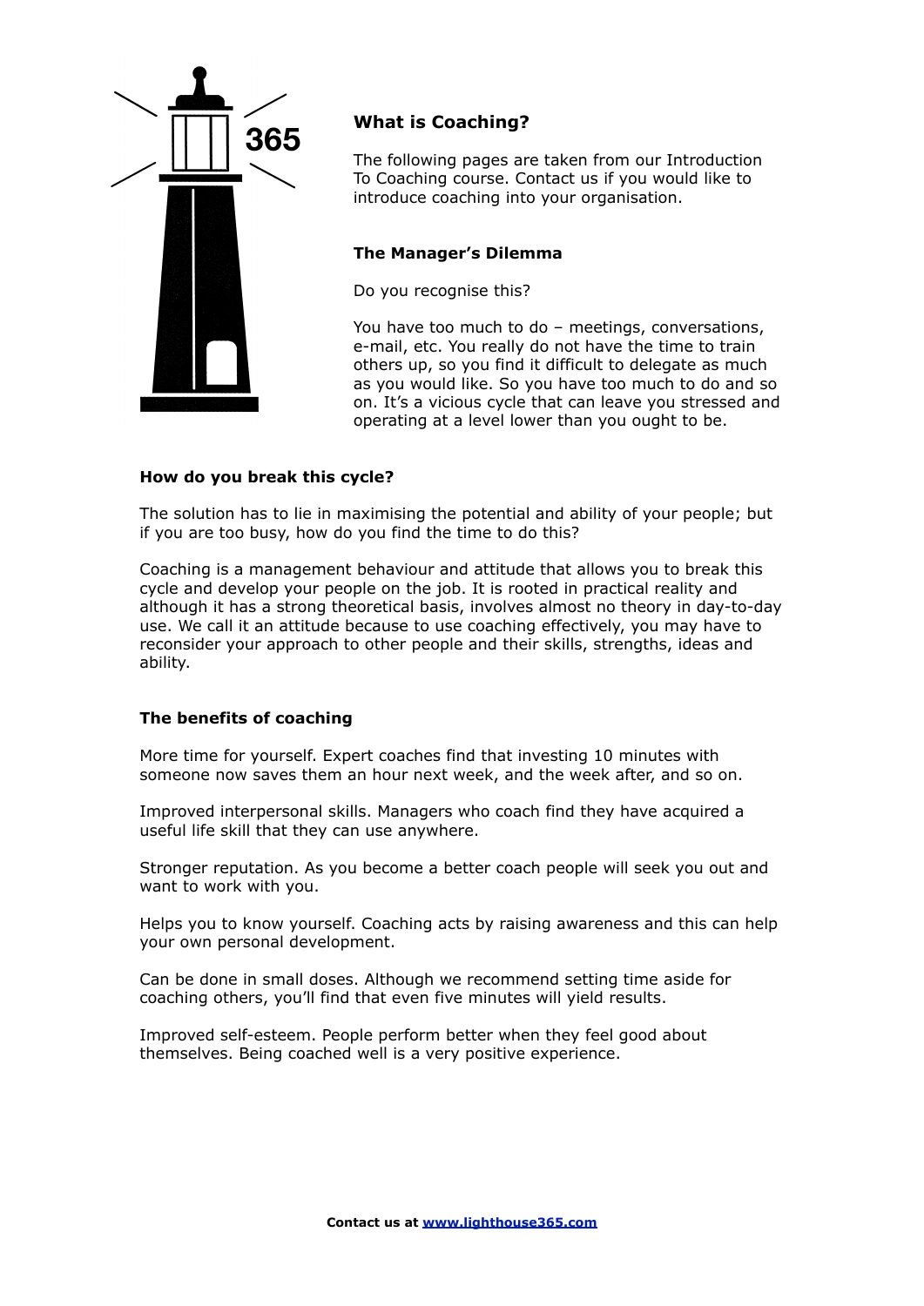## What is Coaching?

The following pages are taken from our Introduction To Coaching course. Contact us if you would like to introduce coaching into your organisation.

### The Manager's Dilemma

Do you recognise this?

You have too much to do – meetings, conversations, e-mail, etc. You really do not have the time to train others up, so you find it difficult to delegate as much as you would like. So you have too much to do and so on. It's a vicious cycle that can leave you stressed and operating at a level lower than you ought to be.

### How do you break this cycle?

The solution has to lie in maximising the potential and ability of your people; but if you are too busy, how do you find the time to do this?

Coaching is a management behaviour and attitude that allows you to break this cycle and develop your people on the job. It is rooted in practical reality and although it has a strong theoretical basis, involves almost no theory in day-to-day use. We call it an attitude because to use coaching effectively, you may have to reconsider your approach to other people and their skills, strengths, ideas and ability.

### The benefits of coaching

More time for yourself. Expert coaches find that investing 10 minutes with someone now saves them an hour next week, and the week after, and so on.

Improved interpersonal skills. Managers who coach find they have acquired a useful life skill that they can use anywhere.

Stronger reputation. As you become a better coach people will seek you out and want to work with you.

Helps you to know yourself. Coaching acts by raising awareness and this can help your own personal development.

Can be done in small doses. Although we recommend setting time aside for coaching others, you'll find that even five minutes will yield results.

Improved self-esteem. People perform better when they feel good about themselves. Being coached well is a very positive experience.

**Contact us at [www.lighthouse365.com](http://www.lighthouse365.com)**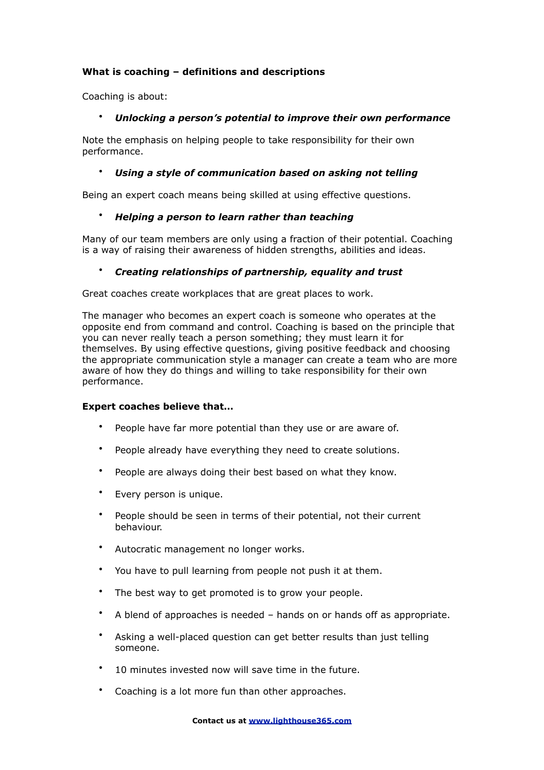**What is coaching – definitions and descriptions**

Coaching is about:

- ***Unlocking a person's potential to improve their own performance***

Note the emphasis on helping people to take responsibility for their own performance.

- ***Using a style of communication based on asking not telling***

Being an expert coach means being skilled at using effective questions.

- ***Helping a person to learn rather than teaching***

Many of our team members are only using a fraction of their potential. Coaching is a way of raising their awareness of hidden strengths, abilities and ideas.

- ***Creating relationships of partnership, equality and trust***

Great coaches create workplaces that are great places to work.

The manager who becomes an expert coach is someone who operates at the opposite end from command and control. Coaching is based on the principle that you can never really teach a person something; they must learn it for themselves. By using effective questions, giving positive feedback and choosing the appropriate communication style a manager can create a team who are more aware of how they do things and willing to take responsibility for their own performance.

**Expert coaches believe that…**

- People have far more potential than they use or are aware of.
- People already have everything they need to create solutions.
- People are always doing their best based on what they know.
- Every person is unique.
- People should be seen in terms of their potential, not their current behaviour.
- Autocratic management no longer works.
- You have to pull learning from people not push it at them.
- The best way to get promoted is to grow your people.
- A blend of approaches is needed – hands on or hands off as appropriate.
- Asking a well-placed question can get better results than just telling someone.
- 10 minutes invested now will save time in the future.
- Coaching is a lot more fun than other approaches.

**Contact us at [www.lighthouse365.com](http://www.lighthouse365.com)**